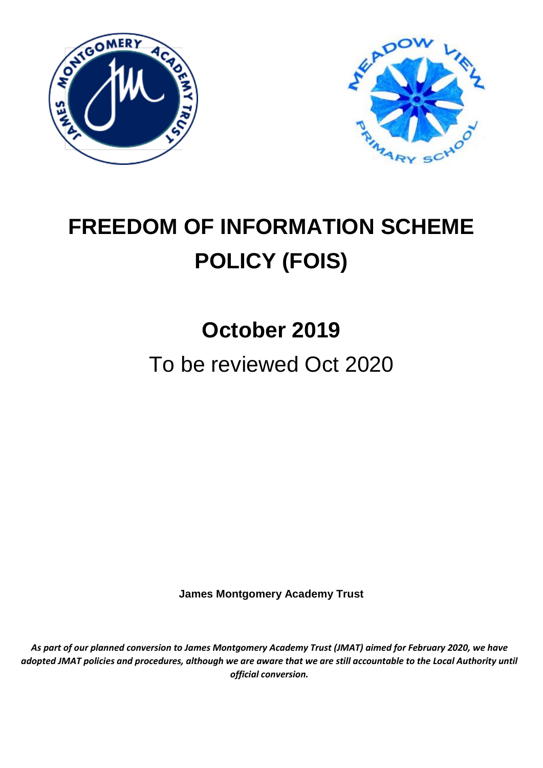# FREEDOM OF INFORMATION SCHEME POLICY (FOIS)

## October 2019

To be reviewed Oct 2020

**James Montgomery Academy Trust**

***As part of our planned conversion to James Montgomery Academy Trust (JMAT) aimed for February 2020, we have adopted JMAT policies and procedures, although we are aware that we are still accountable to the Local Authority until official conversion.***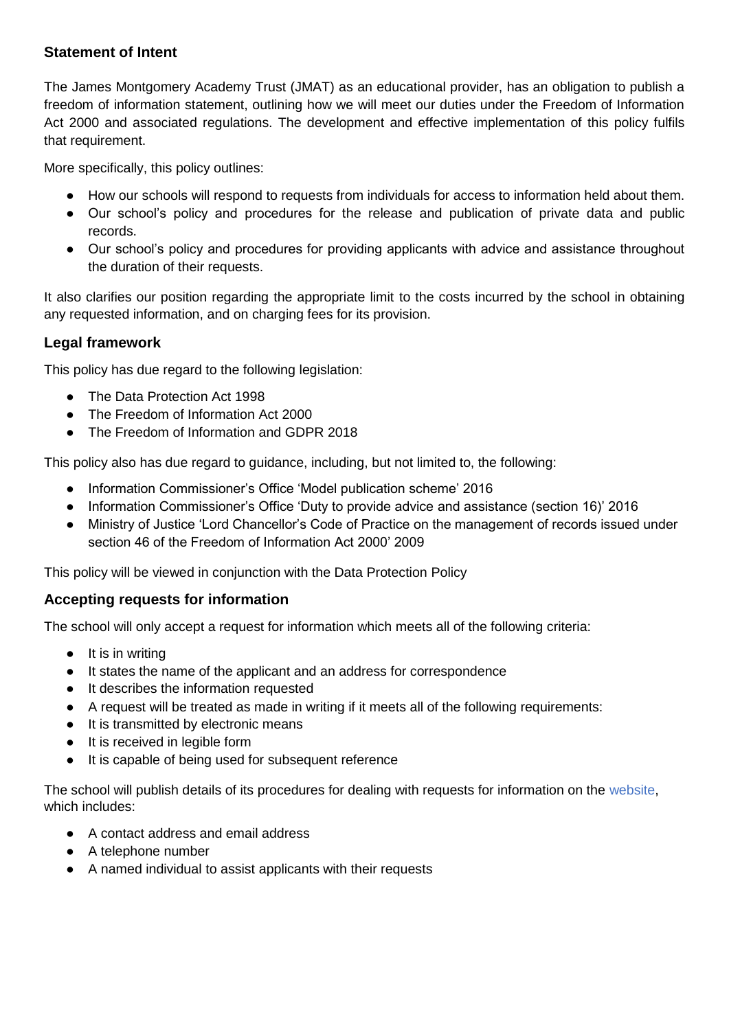## Statement of Intent

The James Montgomery Academy Trust (JMAT) as an educational provider, has an obligation to publish a freedom of information statement, outlining how we will meet our duties under the Freedom of Information Act 2000 and associated regulations. The development and effective implementation of this policy fulfils that requirement.

More specifically, this policy outlines:

- How our schools will respond to requests from individuals for access to information held about them.
- Our school's policy and procedures for the release and publication of private data and public records.
- Our school's policy and procedures for providing applicants with advice and assistance throughout the duration of their requests.

It also clarifies our position regarding the appropriate limit to the costs incurred by the school in obtaining any requested information, and on charging fees for its provision.

## Legal framework

This policy has due regard to the following legislation:

- The Data Protection Act 1998
- The Freedom of Information Act 2000
- The Freedom of Information and GDPR 2018

This policy also has due regard to guidance, including, but not limited to, the following:

- Information Commissioner's Office 'Model publication scheme' 2016
- Information Commissioner's Office 'Duty to provide advice and assistance (section 16)' 2016
- Ministry of Justice 'Lord Chancellor's Code of Practice on the management of records issued under section 46 of the Freedom of Information Act 2000' 2009

This policy will be viewed in conjunction with the Data Protection Policy

## Accepting requests for information

The school will only accept a request for information which meets all of the following criteria:

- It is in writing
- It states the name of the applicant and an address for correspondence
- It describes the information requested
- A request will be treated as made in writing if it meets all of the following requirements:
- It is transmitted by electronic means
- It is received in legible form
- It is capable of being used for subsequent reference

The school will publish details of its procedures for dealing with requests for information on the website, which includes:

- A contact address and email address
- A telephone number
- A named individual to assist applicants with their requests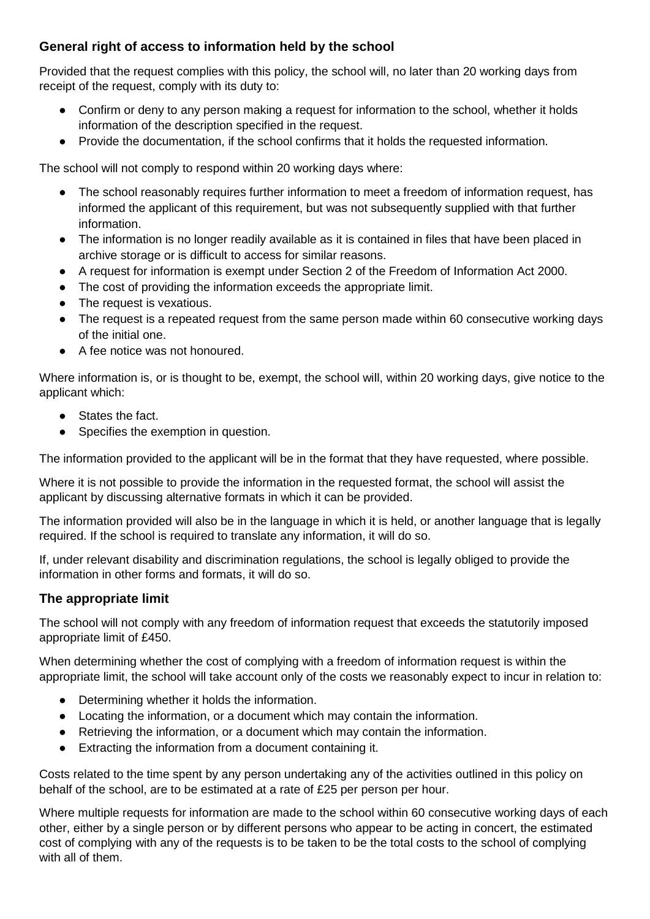### General right of access to information held by the school

Provided that the request complies with this policy, the school will, no later than 20 working days from receipt of the request, comply with its duty to:

- Confirm or deny to any person making a request for information to the school, whether it holds information of the description specified in the request.
- Provide the documentation, if the school confirms that it holds the requested information.

The school will not comply to respond within 20 working days where:

- The school reasonably requires further information to meet a freedom of information request, has informed the applicant of this requirement, but was not subsequently supplied with that further information.
- The information is no longer readily available as it is contained in files that have been placed in archive storage or is difficult to access for similar reasons.
- A request for information is exempt under Section 2 of the Freedom of Information Act 2000.
- The cost of providing the information exceeds the appropriate limit.
- The request is vexatious.
- The request is a repeated request from the same person made within 60 consecutive working days of the initial one.
- A fee notice was not honoured.

Where information is, or is thought to be, exempt, the school will, within 20 working days, give notice to the applicant which:

- States the fact.
- Specifies the exemption in question.

The information provided to the applicant will be in the format that they have requested, where possible.

Where it is not possible to provide the information in the requested format, the school will assist the applicant by discussing alternative formats in which it can be provided.

The information provided will also be in the language in which it is held, or another language that is legally required. If the school is required to translate any information, it will do so.

If, under relevant disability and discrimination regulations, the school is legally obliged to provide the information in other forms and formats, it will do so.

### The appropriate limit

The school will not comply with any freedom of information request that exceeds the statutorily imposed appropriate limit of £450.

When determining whether the cost of complying with a freedom of information request is within the appropriate limit, the school will take account only of the costs we reasonably expect to incur in relation to:

- Determining whether it holds the information.
- Locating the information, or a document which may contain the information.
- Retrieving the information, or a document which may contain the information.
- Extracting the information from a document containing it.

Costs related to the time spent by any person undertaking any of the activities outlined in this policy on behalf of the school, are to be estimated at a rate of £25 per person per hour.

Where multiple requests for information are made to the school within 60 consecutive working days of each other, either by a single person or by different persons who appear to be acting in concert, the estimated cost of complying with any of the requests is to be taken to be the total costs to the school of complying with all of them.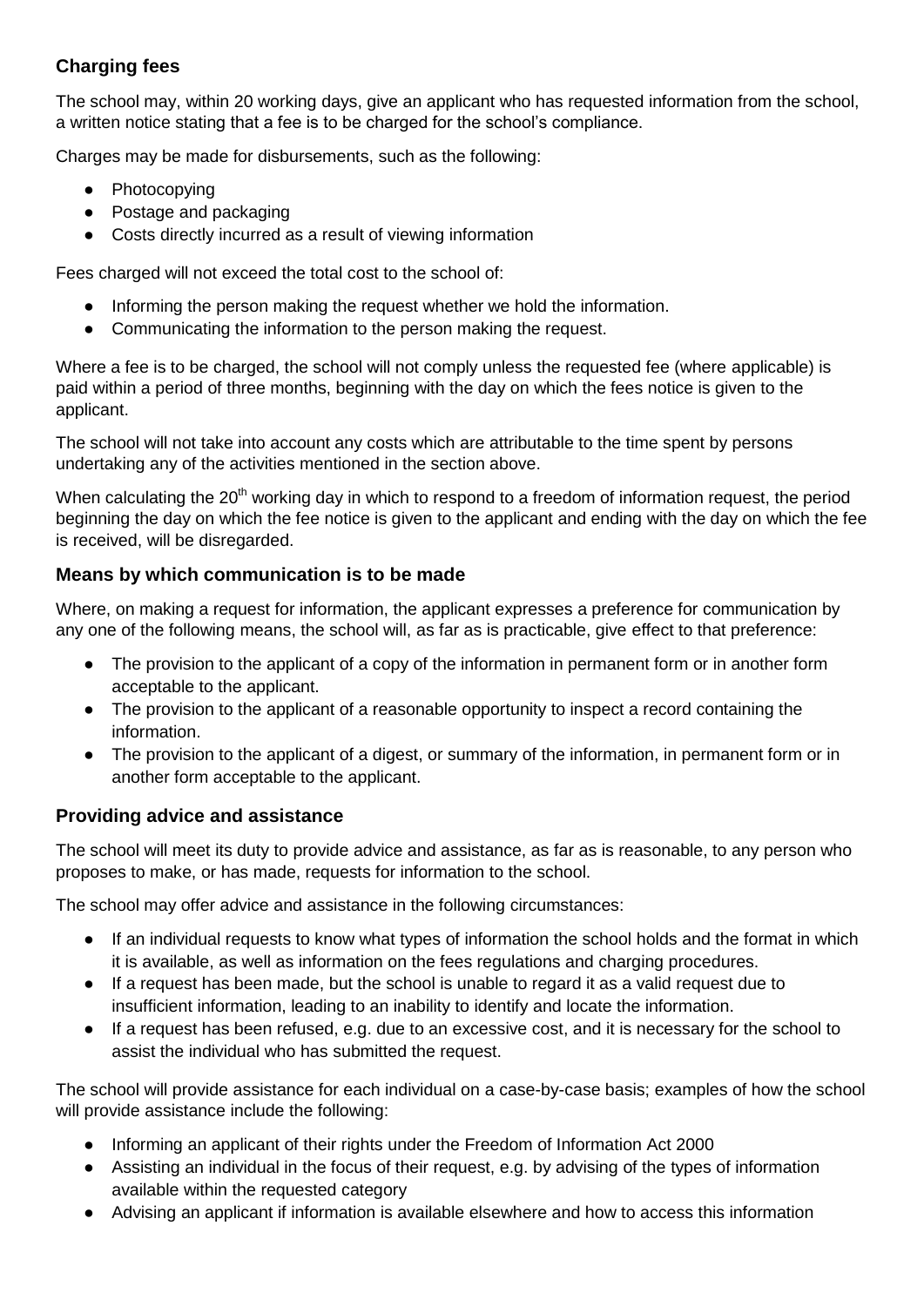## Charging fees

The school may, within 20 working days, give an applicant who has requested information from the school, a written notice stating that a fee is to be charged for the school's compliance.

Charges may be made for disbursements, such as the following:

- Photocopying
- Postage and packaging
- Costs directly incurred as a result of viewing information

Fees charged will not exceed the total cost to the school of:

- Informing the person making the request whether we hold the information.
- Communicating the information to the person making the request.

Where a fee is to be charged, the school will not comply unless the requested fee (where applicable) is paid within a period of three months, beginning with the day on which the fees notice is given to the applicant.

The school will not take into account any costs which are attributable to the time spent by persons undertaking any of the activities mentioned in the section above.

When calculating the 20th working day in which to respond to a freedom of information request, the period beginning the day on which the fee notice is given to the applicant and ending with the day on which the fee is received, will be disregarded.

## Means by which communication is to be made

Where, on making a request for information, the applicant expresses a preference for communication by any one of the following means, the school will, as far as is practicable, give effect to that preference:

- The provision to the applicant of a copy of the information in permanent form or in another form acceptable to the applicant.
- The provision to the applicant of a reasonable opportunity to inspect a record containing the information.
- The provision to the applicant of a digest, or summary of the information, in permanent form or in another form acceptable to the applicant.

## Providing advice and assistance

The school will meet its duty to provide advice and assistance, as far as is reasonable, to any person who proposes to make, or has made, requests for information to the school.

The school may offer advice and assistance in the following circumstances:

- If an individual requests to know what types of information the school holds and the format in which it is available, as well as information on the fees regulations and charging procedures.
- If a request has been made, but the school is unable to regard it as a valid request due to insufficient information, leading to an inability to identify and locate the information.
- If a request has been refused, e.g. due to an excessive cost, and it is necessary for the school to assist the individual who has submitted the request.

The school will provide assistance for each individual on a case-by-case basis; examples of how the school will provide assistance include the following:

- Informing an applicant of their rights under the Freedom of Information Act 2000
- Assisting an individual in the focus of their request, e.g. by advising of the types of information available within the requested category
- Advising an applicant if information is available elsewhere and how to access this information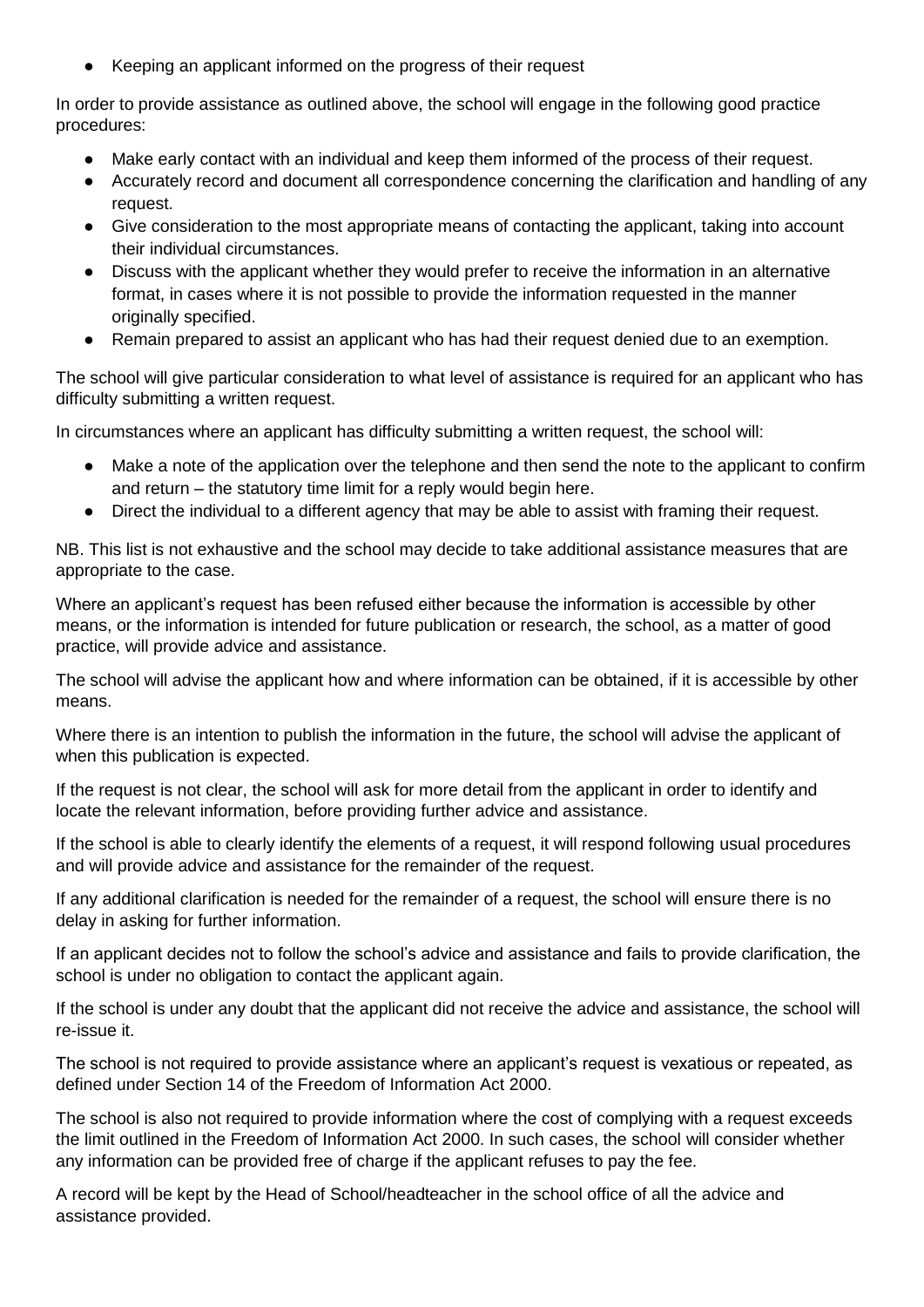- Keeping an applicant informed on the progress of their request

In order to provide assistance as outlined above, the school will engage in the following good practice procedures:

- Make early contact with an individual and keep them informed of the process of their request.
- Accurately record and document all correspondence concerning the clarification and handling of any request.
- Give consideration to the most appropriate means of contacting the applicant, taking into account their individual circumstances.
- Discuss with the applicant whether they would prefer to receive the information in an alternative format, in cases where it is not possible to provide the information requested in the manner originally specified.
- Remain prepared to assist an applicant who has had their request denied due to an exemption.

The school will give particular consideration to what level of assistance is required for an applicant who has difficulty submitting a written request.

In circumstances where an applicant has difficulty submitting a written request, the school will:

- Make a note of the application over the telephone and then send the note to the applicant to confirm and return – the statutory time limit for a reply would begin here.
- Direct the individual to a different agency that may be able to assist with framing their request.

NB. This list is not exhaustive and the school may decide to take additional assistance measures that are appropriate to the case.

Where an applicant's request has been refused either because the information is accessible by other means, or the information is intended for future publication or research, the school, as a matter of good practice, will provide advice and assistance.

The school will advise the applicant how and where information can be obtained, if it is accessible by other means.

Where there is an intention to publish the information in the future, the school will advise the applicant of when this publication is expected.

If the request is not clear, the school will ask for more detail from the applicant in order to identify and locate the relevant information, before providing further advice and assistance.

If the school is able to clearly identify the elements of a request, it will respond following usual procedures and will provide advice and assistance for the remainder of the request.

If any additional clarification is needed for the remainder of a request, the school will ensure there is no delay in asking for further information.

If an applicant decides not to follow the school's advice and assistance and fails to provide clarification, the school is under no obligation to contact the applicant again.

If the school is under any doubt that the applicant did not receive the advice and assistance, the school will re-issue it.

The school is not required to provide assistance where an applicant's request is vexatious or repeated, as defined under Section 14 of the Freedom of Information Act 2000.

The school is also not required to provide information where the cost of complying with a request exceeds the limit outlined in the Freedom of Information Act 2000. In such cases, the school will consider whether any information can be provided free of charge if the applicant refuses to pay the fee.

A record will be kept by the Head of School/headteacher in the school office of all the advice and assistance provided.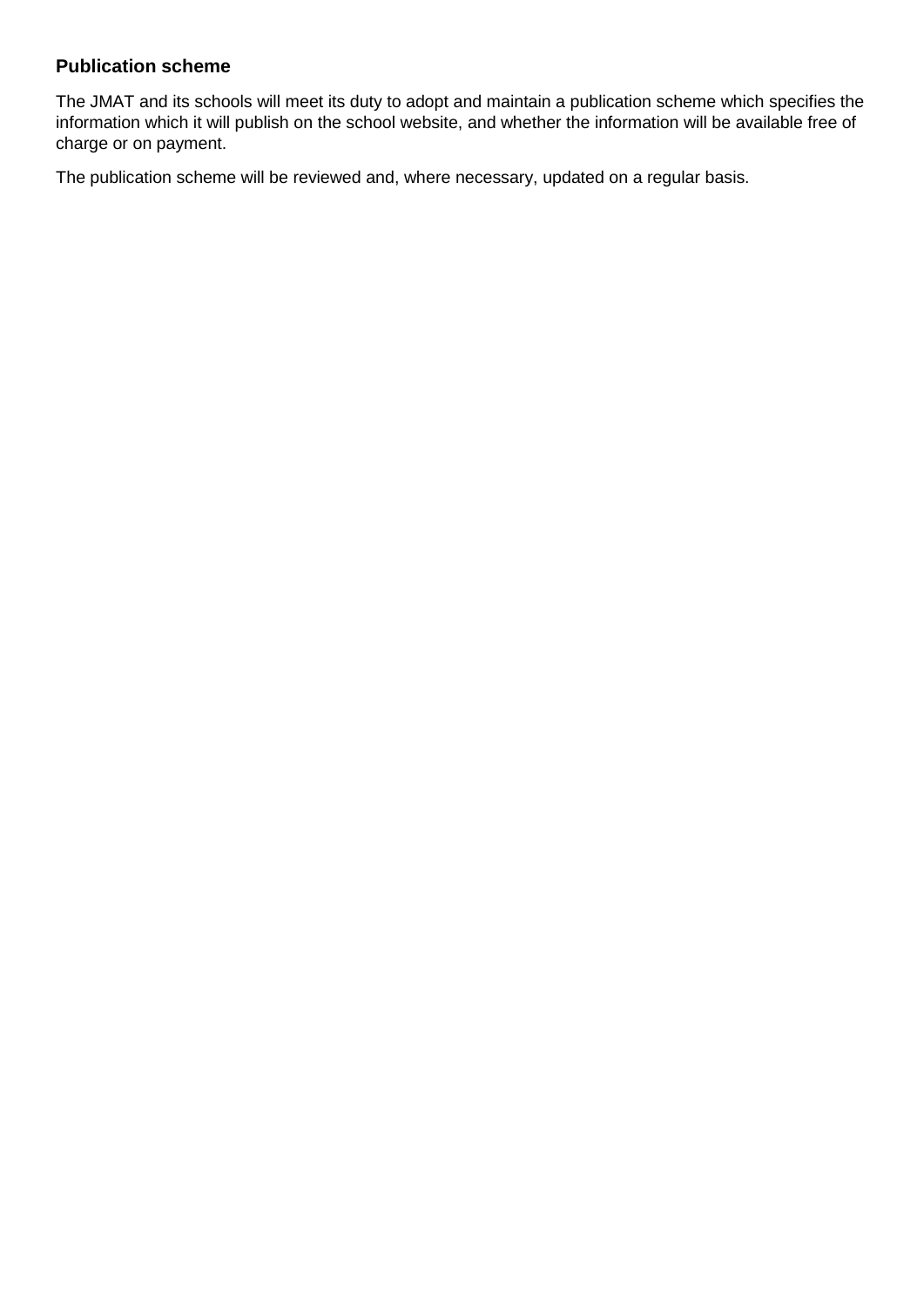### Publication scheme

The JMAT and its schools will meet its duty to adopt and maintain a publication scheme which specifies the information which it will publish on the school website, and whether the information will be available free of charge or on payment.

The publication scheme will be reviewed and, where necessary, updated on a regular basis.